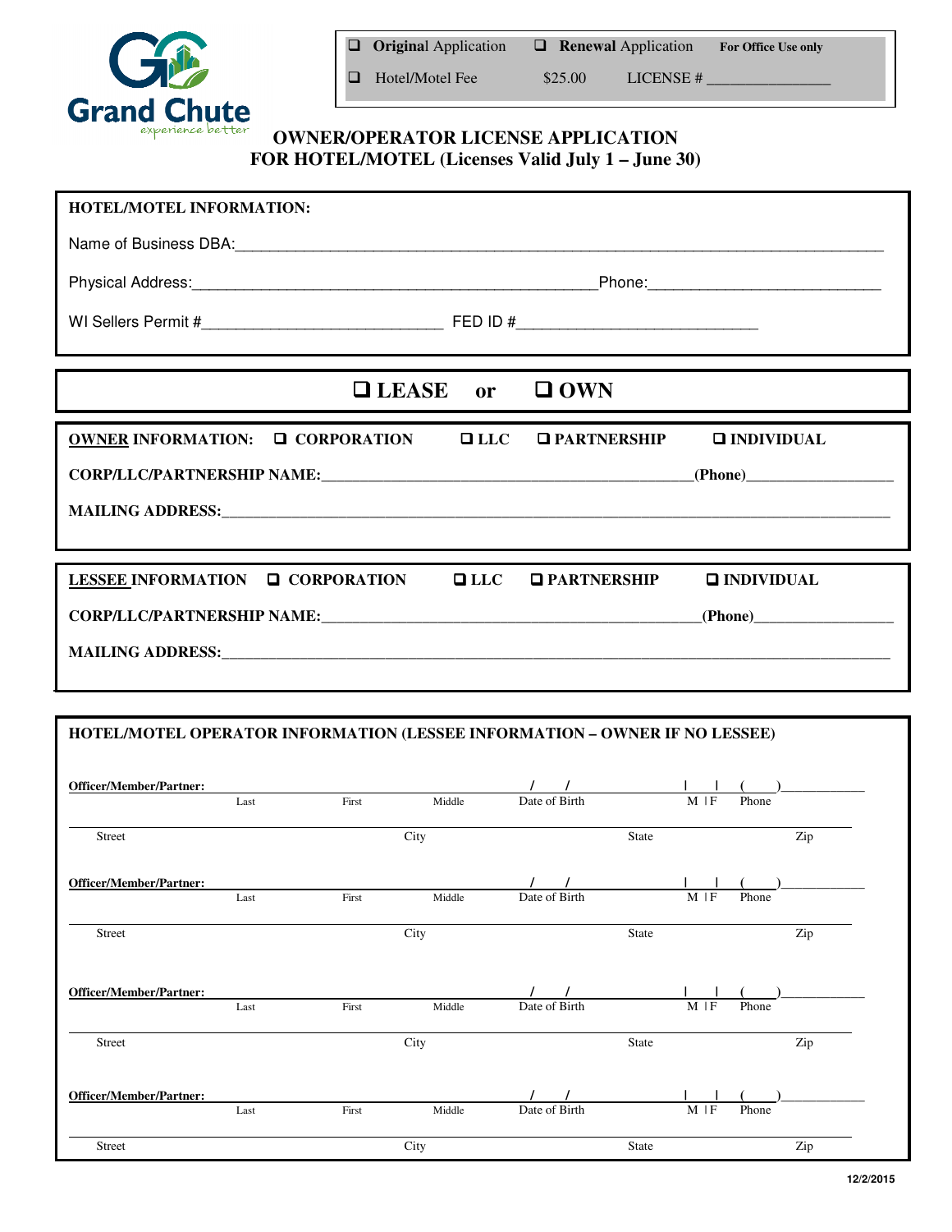Grand Chute
experience better

- ❑ **Original** Application ❑ **Renewal** Application **For Office Use only**
- ❑ Hotel/Motel Fee $25.00 LICENSE # ________________

# OWNER/OPERATOR LICENSE APPLICATION FOR HOTEL/MOTEL (Licenses Valid July 1 – June 30)

**HOTEL/MOTEL INFORMATION:**

Name of Business DBA:________________________________________________________________________

Physical Address:______________________________________________Phone:__________________________

WI Sellers Permit #___________________________ FED ID #___________________________

**❑ LEASE or ❑ OWN**

**OWNER INFORMATION:** **❑ CORPORATION ❑ LLC ❑ PARTNERSHIP ❑ INDIVIDUAL**

**CORP/LLC/PARTNERSHIP NAME:**__________________________________________**(Phone)**_________________

**MAILING ADDRESS:**________________________________________________________________________

**LESSEE INFORMATION** **❑ CORPORATION ❑ LLC ❑ PARTNERSHIP ❑ INDIVIDUAL**

**CORP/LLC/PARTNERSHIP NAME:**____________________________________________**(Phone)**_________________

**MAILING ADDRESS:**________________________________________________________________________

**HOTEL/MOTEL OPERATOR INFORMATION (LESSEE INFORMATION – OWNER IF NO LESSEE)**

**Officer/Member/Partner:** ________ Last ________ First ________ Middle ____/____/____ Date of Birth ___ M | F ( ___ )________ Phone

________ Street ________ City ________ State ________ Zip

**Officer/Member/Partner:** ________ Last ________ First ________ Middle ____/____/____ Date of Birth ___ M | F ( ___ )________ Phone

________ Street ________ City ________ State ________ Zip

**Officer/Member/Partner:** ________ Last ________ First ________ Middle ____/____/____ Date of Birth ___ M | F ( ___ )________ Phone

________ Street ________ City ________ State ________ Zip

**Officer/Member/Partner:** ________ Last ________ First ________ Middle ____/____/____ Date of Birth ___ M | F ( ___ )________ Phone

________ Street ________ City ________ State ________ Zip

12/2/2015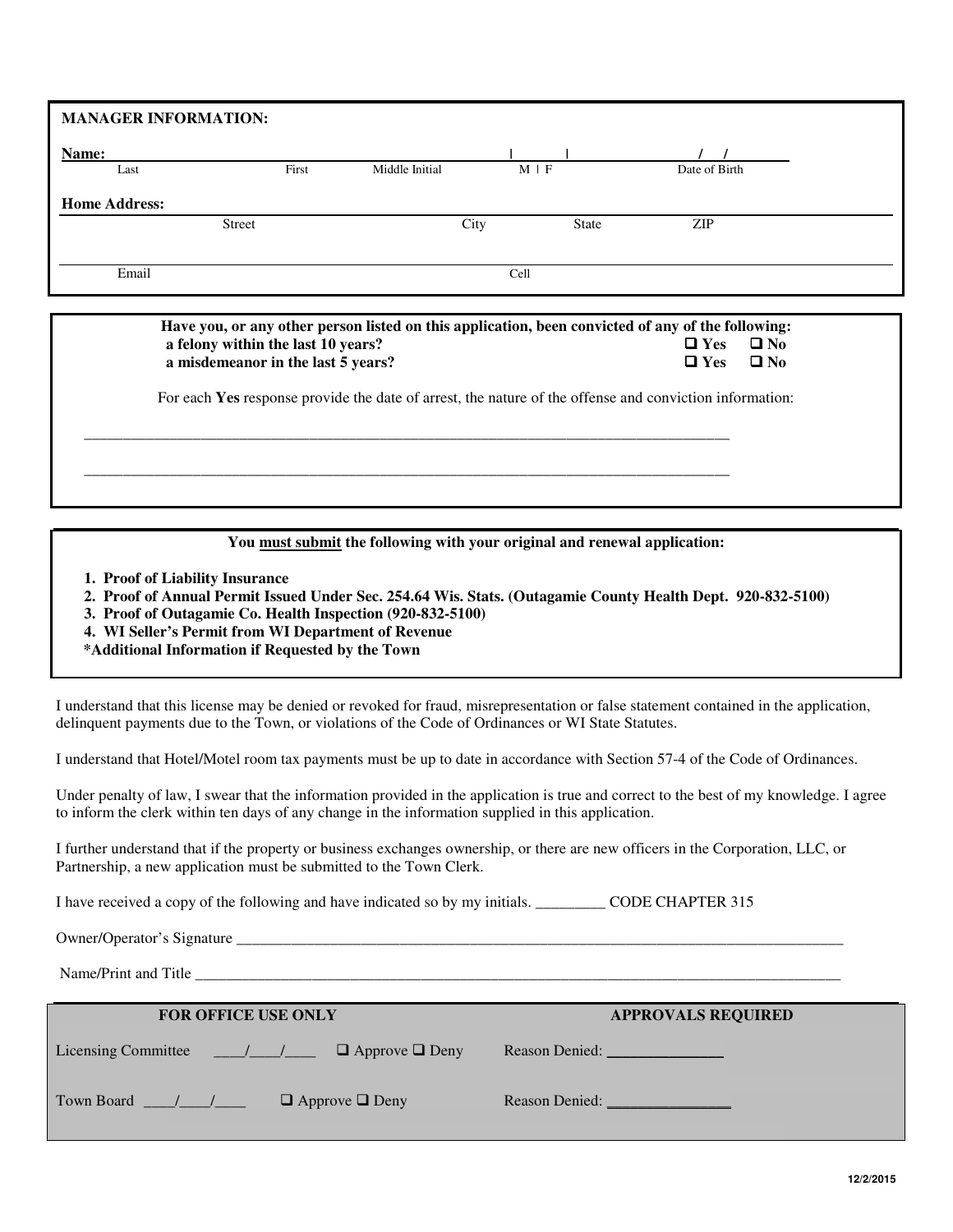**MANAGER INFORMATION:**

**Name:** ____________________________________________ | ______ | ______________ / / ______

Last First Middle Initial M | F Date of Birth

**Home Address:** ____________________________________________

Street City State ZIP

____________________________________________

Email Cell

---

**Have you, or any other person listed on this application, been convicted of any of the following:**

**a felony within the last 10 years?** ☐ **Yes** ☐ **No**

**a misdemeanor in the last 5 years?** ☐ **Yes** ☐ **No**

For each **Yes** response provide the date of arrest, the nature of the offense and conviction information:

___________________________________________________________________________________

___________________________________________________________________________________

---

**You must submit the following with your original and renewal application:**

1. **Proof of Liability Insurance**
2. **Proof of Annual Permit Issued Under Sec. 254.64 Wis. Stats. (Outagamie County Health Dept. 920-832-5100)**
3. **Proof of Outagamie Co. Health Inspection (920-832-5100)**
4. **WI Seller's Permit from WI Department of Revenue**

**\*Additional Information if Requested by the Town**

---

I understand that this license may be denied or revoked for fraud, misrepresentation or false statement contained in the application, delinquent payments due to the Town, or violations of the Code of Ordinances or WI State Statutes.

I understand that Hotel/Motel room tax payments must be up to date in accordance with Section 57-4 of the Code of Ordinances.

Under penalty of law, I swear that the information provided in the application is true and correct to the best of my knowledge. I agree to inform the clerk within ten days of any change in the information supplied in this application.

I further understand that if the property or business exchanges ownership, or there are new officers in the Corporation, LLC, or Partnership, a new application must be submitted to the Town Clerk.

I have received a copy of the following and have indicated so by my initials. _________ CODE CHAPTER 315

Owner/Operator's Signature ___________________________________________________________________________

Name/Print and Title ___________________________________________________________________________

---

| **FOR OFFICE USE ONLY** | | **APPROVALS REQUIRED** |
|---|---|---|
| Licensing Committee ____/____/____ | ☐ Approve ☐ Deny | Reason Denied: _______________ |
| Town Board ____/____/____ | ☐ Approve ☐ Deny | Reason Denied: ________________ |

12/2/2015